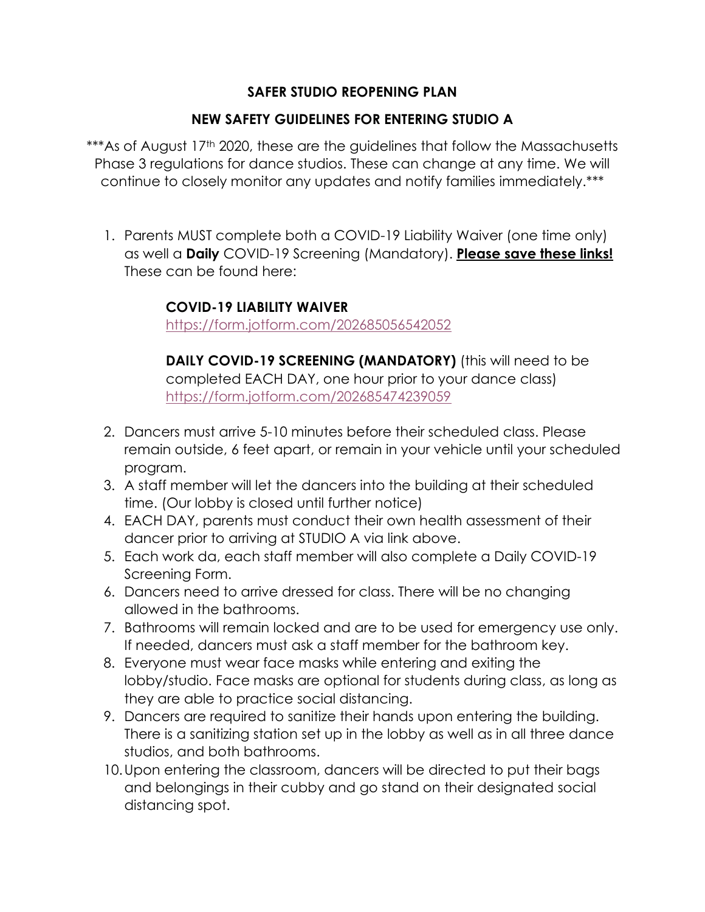# SAFER STUDIO REOPENING PLAN

## NEW SAFETY GUIDELINES FOR ENTERING STUDIO A

***As of August 17th 2020, these are the guidelines that follow the Massachusetts Phase 3 regulations for dance studios. These can change at any time. We will continue to closely monitor any updates and notify families immediately.***

1. Parents MUST complete both a COVID-19 Liability Waiver (one time only) as well a **Daily** COVID-19 Screening (Mandatory). **Please save these links!** These can be found here:

   **COVID-19 LIABILITY WAIVER**
   https://form.jotform.com/202685056542052

   **DAILY COVID-19 SCREENING (MANDATORY)** (this will need to be completed EACH DAY, one hour prior to your dance class)
   https://form.jotform.com/202685474239059

2. Dancers must arrive 5-10 minutes before their scheduled class. Please remain outside, 6 feet apart, or remain in your vehicle until your scheduled program.
3. A staff member will let the dancers into the building at their scheduled time. (Our lobby is closed until further notice)
4. EACH DAY, parents must conduct their own health assessment of their dancer prior to arriving at STUDIO A via link above.
5. Each work da, each staff member will also complete a Daily COVID-19 Screening Form.
6. Dancers need to arrive dressed for class. There will be no changing allowed in the bathrooms.
7. Bathrooms will remain locked and are to be used for emergency use only. If needed, dancers must ask a staff member for the bathroom key.
8. Everyone must wear face masks while entering and exiting the lobby/studio. Face masks are optional for students during class, as long as they are able to practice social distancing.
9. Dancers are required to sanitize their hands upon entering the building. There is a sanitizing station set up in the lobby as well as in all three dance studios, and both bathrooms.
10. Upon entering the classroom, dancers will be directed to put their bags and belongings in their cubby and go stand on their designated social distancing spot.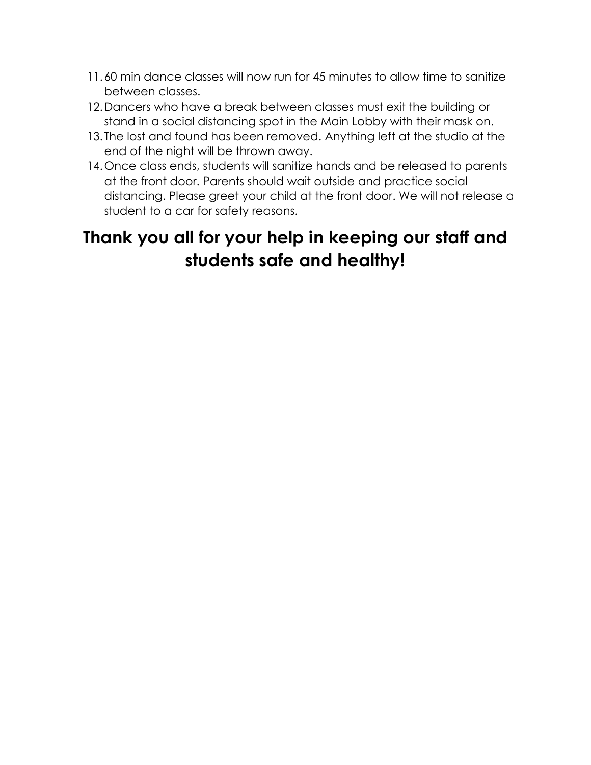11. 60 min dance classes will now run for 45 minutes to allow time to sanitize between classes.
12. Dancers who have a break between classes must exit the building or stand in a social distancing spot in the Main Lobby with their mask on.
13. The lost and found has been removed. Anything left at the studio at the end of the night will be thrown away.
14. Once class ends, students will sanitize hands and be released to parents at the front door. Parents should wait outside and practice social distancing. Please greet your child at the front door. We will not release a student to a car for safety reasons.

## Thank you all for your help in keeping our staff and students safe and healthy!